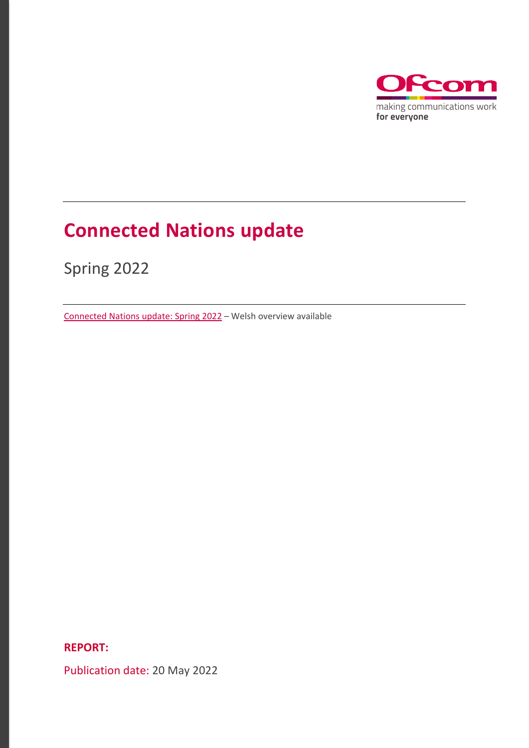making communications work
**for everyone**

# Connected Nations update

Spring 2022

Connected Nations update: Spring 2022 – Welsh overview available

**REPORT:**

Publication date: 20 May 2022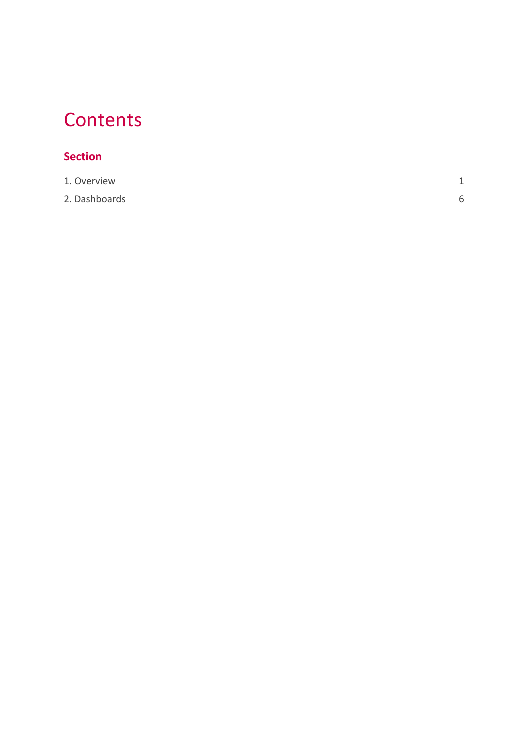# Contents

## Section

| | |
|---|---|
| 1. Overview | 1 |
| 2. Dashboards | 6 |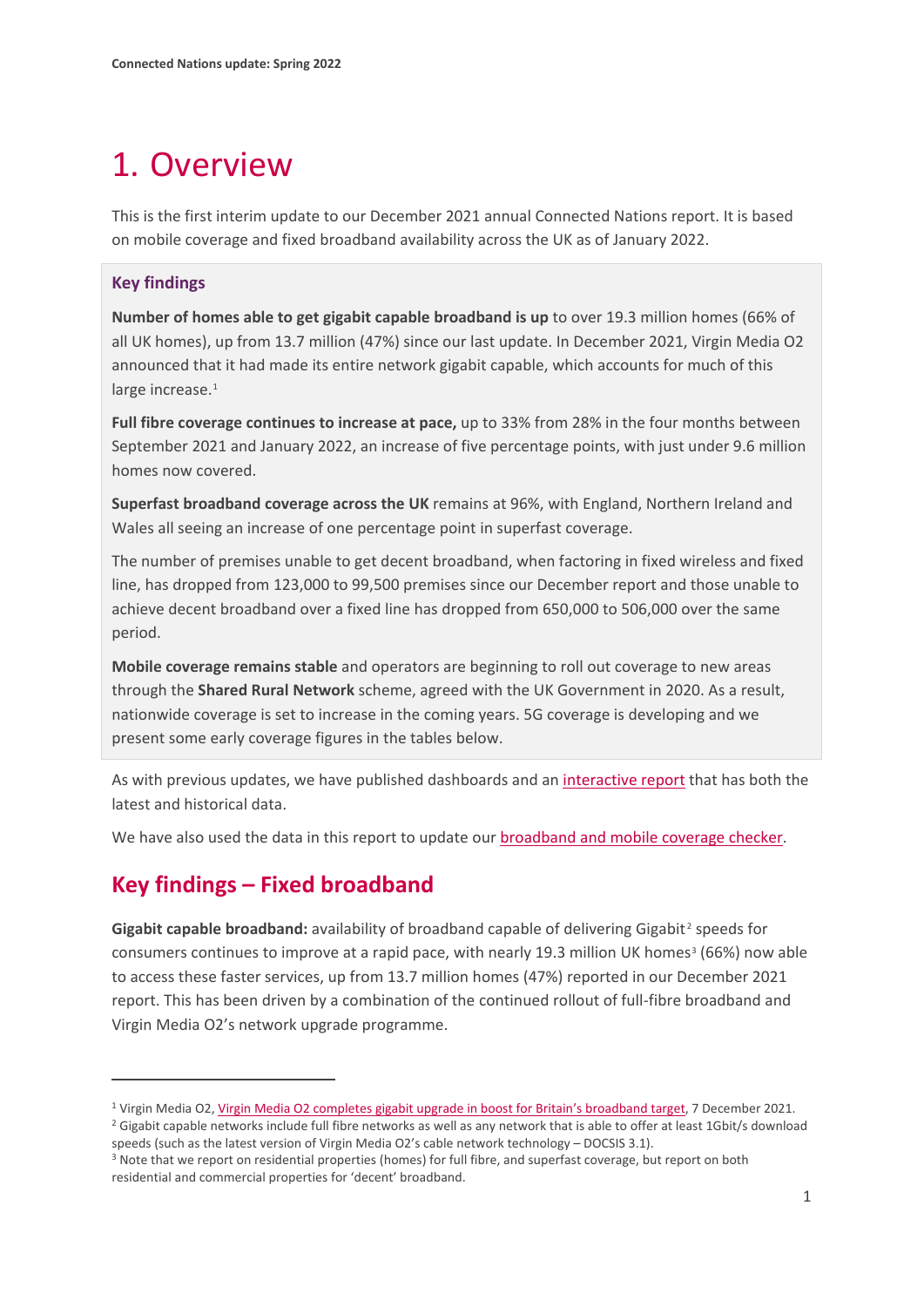# 1. Overview

This is the first interim update to our December 2021 annual Connected Nations report. It is based on mobile coverage and fixed broadband availability across the UK as of January 2022.

### Key findings

**Number of homes able to get gigabit capable broadband is up** to over 19.3 million homes (66% of all UK homes), up from 13.7 million (47%) since our last update. In December 2021, Virgin Media O2 announced that it had made its entire network gigabit capable, which accounts for much of this large increase.[1]

**Full fibre coverage continues to increase at pace,** up to 33% from 28% in the four months between September 2021 and January 2022, an increase of five percentage points, with just under 9.6 million homes now covered.

**Superfast broadband coverage across the UK** remains at 96%, with England, Northern Ireland and Wales all seeing an increase of one percentage point in superfast coverage.

The number of premises unable to get decent broadband, when factoring in fixed wireless and fixed line, has dropped from 123,000 to 99,500 premises since our December report and those unable to achieve decent broadband over a fixed line has dropped from 650,000 to 506,000 over the same period.

**Mobile coverage remains stable** and operators are beginning to roll out coverage to new areas through the **Shared Rural Network** scheme, agreed with the UK Government in 2020. As a result, nationwide coverage is set to increase in the coming years. 5G coverage is developing and we present some early coverage figures in the tables below.

As with previous updates, we have published dashboards and an interactive report that has both the latest and historical data.

We have also used the data in this report to update our broadband and mobile coverage checker.

## Key findings – Fixed broadband

**Gigabit capable broadband:** availability of broadband capable of delivering Gigabit[2] speeds for consumers continues to improve at a rapid pace, with nearly 19.3 million UK homes[3] (66%) now able to access these faster services, up from 13.7 million homes (47%) reported in our December 2021 report. This has been driven by a combination of the continued rollout of full-fibre broadband and Virgin Media O2's network upgrade programme.

---

[1] Virgin Media O2, Virgin Media O2 completes gigabit upgrade in boost for Britain's broadband target, 7 December 2021.

[2] Gigabit capable networks include full fibre networks as well as any network that is able to offer at least 1Gbit/s download speeds (such as the latest version of Virgin Media O2's cable network technology – DOCSIS 3.1).

[3] Note that we report on residential properties (homes) for full fibre, and superfast coverage, but report on both residential and commercial properties for 'decent' broadband.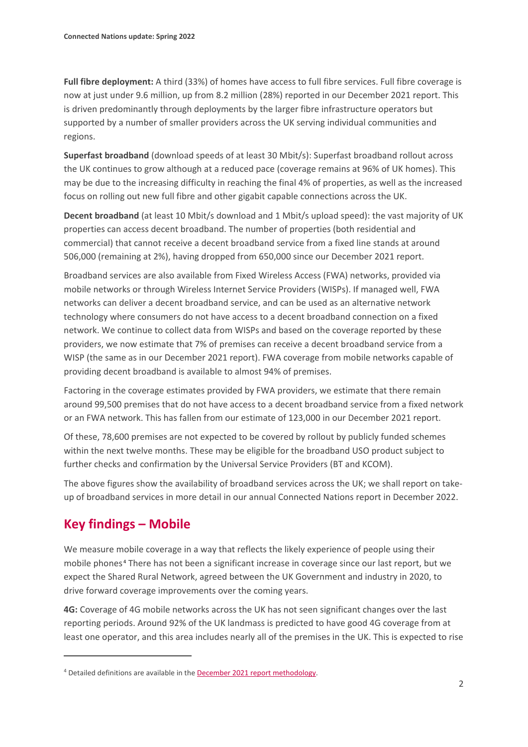**Full fibre deployment:** A third (33%) of homes have access to full fibre services. Full fibre coverage is now at just under 9.6 million, up from 8.2 million (28%) reported in our December 2021 report. This is driven predominantly through deployments by the larger fibre infrastructure operators but supported by a number of smaller providers across the UK serving individual communities and regions.

**Superfast broadband** (download speeds of at least 30 Mbit/s): Superfast broadband rollout across the UK continues to grow although at a reduced pace (coverage remains at 96% of UK homes). This may be due to the increasing difficulty in reaching the final 4% of properties, as well as the increased focus on rolling out new full fibre and other gigabit capable connections across the UK.

**Decent broadband** (at least 10 Mbit/s download and 1 Mbit/s upload speed): the vast majority of UK properties can access decent broadband. The number of properties (both residential and commercial) that cannot receive a decent broadband service from a fixed line stands at around 506,000 (remaining at 2%), having dropped from 650,000 since our December 2021 report.

Broadband services are also available from Fixed Wireless Access (FWA) networks, provided via mobile networks or through Wireless Internet Service Providers (WISPs). If managed well, FWA networks can deliver a decent broadband service, and can be used as an alternative network technology where consumers do not have access to a decent broadband connection on a fixed network. We continue to collect data from WISPs and based on the coverage reported by these providers, we now estimate that 7% of premises can receive a decent broadband service from a WISP (the same as in our December 2021 report). FWA coverage from mobile networks capable of providing decent broadband is available to almost 94% of premises.

Factoring in the coverage estimates provided by FWA providers, we estimate that there remain around 99,500 premises that do not have access to a decent broadband service from a fixed network or an FWA network. This has fallen from our estimate of 123,000 in our December 2021 report.

Of these, 78,600 premises are not expected to be covered by rollout by publicly funded schemes within the next twelve months. These may be eligible for the broadband USO product subject to further checks and confirmation by the Universal Service Providers (BT and KCOM).

The above figures show the availability of broadband services across the UK; we shall report on take-up of broadband services in more detail in our annual Connected Nations report in December 2022.

## Key findings – Mobile

We measure mobile coverage in a way that reflects the likely experience of people using their mobile phones[4] There has not been a significant increase in coverage since our last report, but we expect the Shared Rural Network, agreed between the UK Government and industry in 2020, to drive forward coverage improvements over the coming years.

**4G:** Coverage of 4G mobile networks across the UK has not seen significant changes over the last reporting periods. Around 92% of the UK landmass is predicted to have good 4G coverage from at least one operator, and this area includes nearly all of the premises in the UK. This is expected to rise

[4] Detailed definitions are available in the December 2021 report methodology.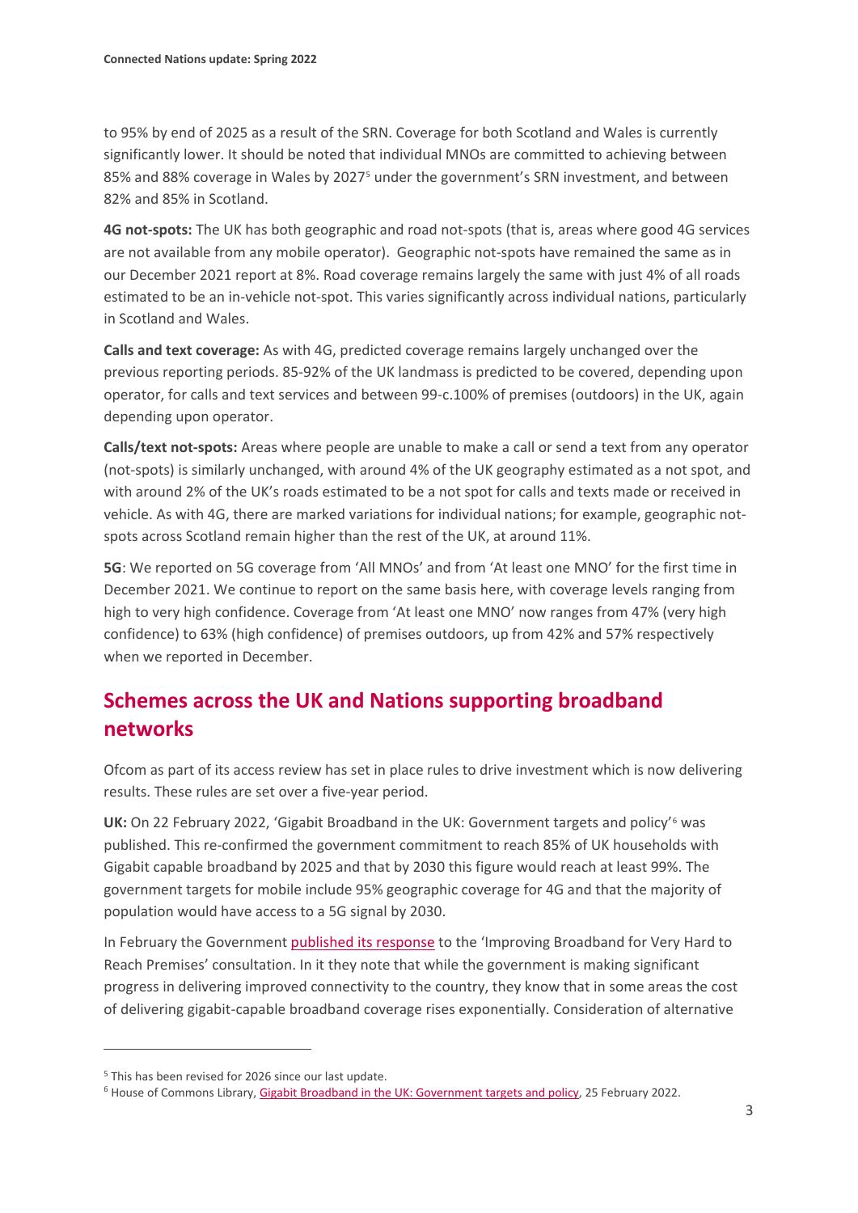to 95% by end of 2025 as a result of the SRN. Coverage for both Scotland and Wales is currently significantly lower. It should be noted that individual MNOs are committed to achieving between 85% and 88% coverage in Wales by 2027[5] under the government's SRN investment, and between 82% and 85% in Scotland.

**4G not-spots:** The UK has both geographic and road not-spots (that is, areas where good 4G services are not available from any mobile operator). Geographic not-spots have remained the same as in our December 2021 report at 8%. Road coverage remains largely the same with just 4% of all roads estimated to be an in-vehicle not-spot. This varies significantly across individual nations, particularly in Scotland and Wales.

**Calls and text coverage:** As with 4G, predicted coverage remains largely unchanged over the previous reporting periods. 85-92% of the UK landmass is predicted to be covered, depending upon operator, for calls and text services and between 99-c.100% of premises (outdoors) in the UK, again depending upon operator.

**Calls/text not-spots:** Areas where people are unable to make a call or send a text from any operator (not-spots) is similarly unchanged, with around 4% of the UK geography estimated as a not spot, and with around 2% of the UK's roads estimated to be a not spot for calls and texts made or received in vehicle. As with 4G, there are marked variations for individual nations; for example, geographic not-spots across Scotland remain higher than the rest of the UK, at around 11%.

**5G**: We reported on 5G coverage from 'All MNOs' and from 'At least one MNO' for the first time in December 2021. We continue to report on the same basis here, with coverage levels ranging from high to very high confidence. Coverage from 'At least one MNO' now ranges from 47% (very high confidence) to 63% (high confidence) of premises outdoors, up from 42% and 57% respectively when we reported in December.

## Schemes across the UK and Nations supporting broadband networks

Ofcom as part of its access review has set in place rules to drive investment which is now delivering results. These rules are set over a five-year period.

**UK:** On 22 February 2022, 'Gigabit Broadband in the UK: Government targets and policy'[6] was published. This re-confirmed the government commitment to reach 85% of UK households with Gigabit capable broadband by 2025 and that by 2030 this figure would reach at least 99%. The government targets for mobile include 95% geographic coverage for 4G and that the majority of population would have access to a 5G signal by 2030.

In February the Government published its response to the 'Improving Broadband for Very Hard to Reach Premises' consultation. In it they note that while the government is making significant progress in delivering improved connectivity to the country, they know that in some areas the cost of delivering gigabit-capable broadband coverage rises exponentially. Consideration of alternative

[5] This has been revised for 2026 since our last update.

[6] House of Commons Library, Gigabit Broadband in the UK: Government targets and policy, 25 February 2022.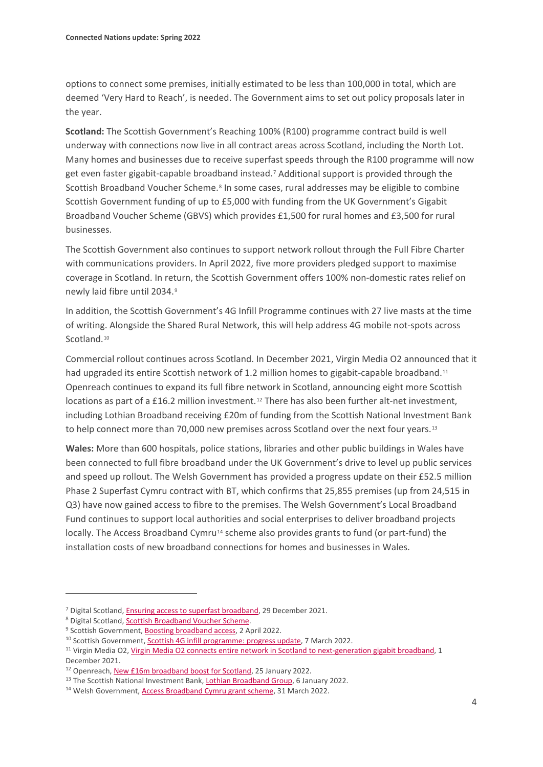options to connect some premises, initially estimated to be less than 100,000 in total, which are deemed 'Very Hard to Reach', is needed. The Government aims to set out policy proposals later in the year.

**Scotland:** The Scottish Government's Reaching 100% (R100) programme contract build is well underway with connections now live in all contract areas across Scotland, including the North Lot. Many homes and businesses due to receive superfast speeds through the R100 programme will now get even faster gigabit-capable broadband instead.[7] Additional support is provided through the Scottish Broadband Voucher Scheme.[8] In some cases, rural addresses may be eligible to combine Scottish Government funding of up to £5,000 with funding from the UK Government's Gigabit Broadband Voucher Scheme (GBVS) which provides £1,500 for rural homes and £3,500 for rural businesses.

The Scottish Government also continues to support network rollout through the Full Fibre Charter with communications providers. In April 2022, five more providers pledged support to maximise coverage in Scotland. In return, the Scottish Government offers 100% non-domestic rates relief on newly laid fibre until 2034.[9]

In addition, the Scottish Government's 4G Infill Programme continues with 27 live masts at the time of writing. Alongside the Shared Rural Network, this will help address 4G mobile not-spots across Scotland.[10]

Commercial rollout continues across Scotland. In December 2021, Virgin Media O2 announced that it had upgraded its entire Scottish network of 1.2 million homes to gigabit-capable broadband.[11] Openreach continues to expand its full fibre network in Scotland, announcing eight more Scottish locations as part of a £16.2 million investment.[12] There has also been further alt-net investment, including Lothian Broadband receiving £20m of funding from the Scottish National Investment Bank to help connect more than 70,000 new premises across Scotland over the next four years.[13]

**Wales:** More than 600 hospitals, police stations, libraries and other public buildings in Wales have been connected to full fibre broadband under the UK Government's drive to level up public services and speed up rollout. The Welsh Government has provided a progress update on their £52.5 million Phase 2 Superfast Cymru contract with BT, which confirms that 25,855 premises (up from 24,515 in Q3) have now gained access to fibre to the premises. The Welsh Government's Local Broadband Fund continues to support local authorities and social enterprises to deliver broadband projects locally. The Access Broadband Cymru[14] scheme also provides grants to fund (or part-fund) the installation costs of new broadband connections for homes and businesses in Wales.

---

[7] Digital Scotland, Ensuring access to superfast broadband, 29 December 2021.

[8] Digital Scotland, Scottish Broadband Voucher Scheme.

[9] Scottish Government, Boosting broadband access, 2 April 2022.

[10] Scottish Government, Scottish 4G infill programme: progress update, 7 March 2022.

[11] Virgin Media O2, Virgin Media O2 connects entire network in Scotland to next-generation gigabit broadband, 1 December 2021.

[12] Openreach, New £16m broadband boost for Scotland, 25 January 2022.

[13] The Scottish National Investment Bank, Lothian Broadband Group, 6 January 2022.

[14] Welsh Government, Access Broadband Cymru grant scheme, 31 March 2022.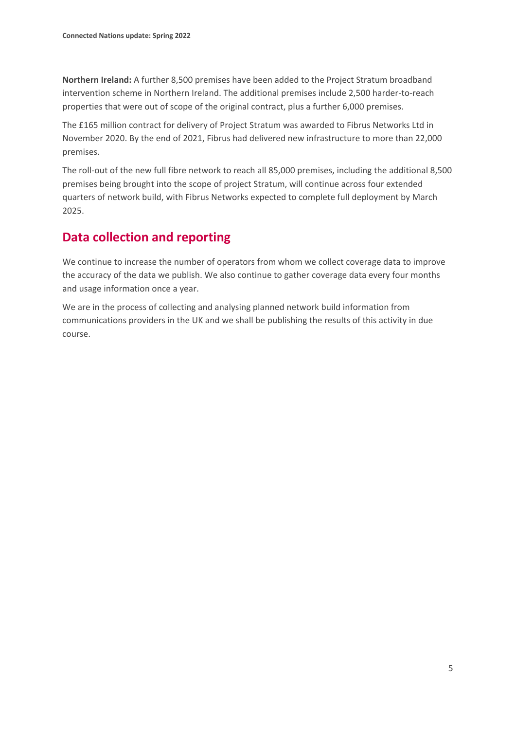**Northern Ireland:** A further 8,500 premises have been added to the Project Stratum broadband intervention scheme in Northern Ireland. The additional premises include 2,500 harder-to-reach properties that were out of scope of the original contract, plus a further 6,000 premises.

The £165 million contract for delivery of Project Stratum was awarded to Fibrus Networks Ltd in November 2020. By the end of 2021, Fibrus had delivered new infrastructure to more than 22,000 premises.

The roll-out of the new full fibre network to reach all 85,000 premises, including the additional 8,500 premises being brought into the scope of project Stratum, will continue across four extended quarters of network build, with Fibrus Networks expected to complete full deployment by March 2025.

## Data collection and reporting

We continue to increase the number of operators from whom we collect coverage data to improve the accuracy of the data we publish. We also continue to gather coverage data every four months and usage information once a year.

We are in the process of collecting and analysing planned network build information from communications providers in the UK and we shall be publishing the results of this activity in due course.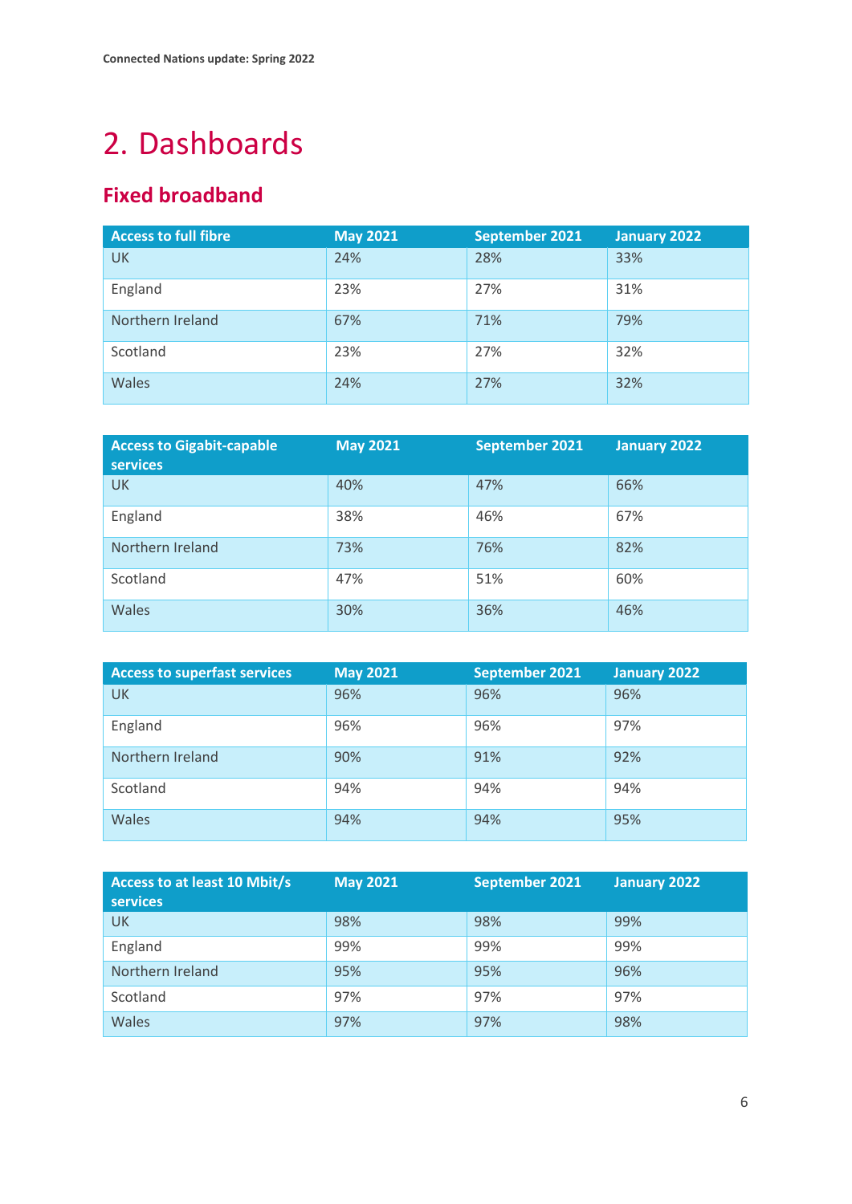# 2. Dashboards

## Fixed broadband

| Access to full fibre | May 2021 | September 2021 | January 2022 |
|---|---|---|---|
| UK | 24% | 28% | 33% |
| England | 23% | 27% | 31% |
| Northern Ireland | 67% | 71% | 79% |
| Scotland | 23% | 27% | 32% |
| Wales | 24% | 27% | 32% |

| Access to Gigabit-capable services | May 2021 | September 2021 | January 2022 |
|---|---|---|---|
| UK | 40% | 47% | 66% |
| England | 38% | 46% | 67% |
| Northern Ireland | 73% | 76% | 82% |
| Scotland | 47% | 51% | 60% |
| Wales | 30% | 36% | 46% |

| Access to superfast services | May 2021 | September 2021 | January 2022 |
|---|---|---|---|
| UK | 96% | 96% | 96% |
| England | 96% | 96% | 97% |
| Northern Ireland | 90% | 91% | 92% |
| Scotland | 94% | 94% | 94% |
| Wales | 94% | 94% | 95% |

| Access to at least 10 Mbit/s services | May 2021 | September 2021 | January 2022 |
|---|---|---|---|
| UK | 98% | 98% | 99% |
| England | 99% | 99% | 99% |
| Northern Ireland | 95% | 95% | 96% |
| Scotland | 97% | 97% | 97% |
| Wales | 97% | 97% | 98% |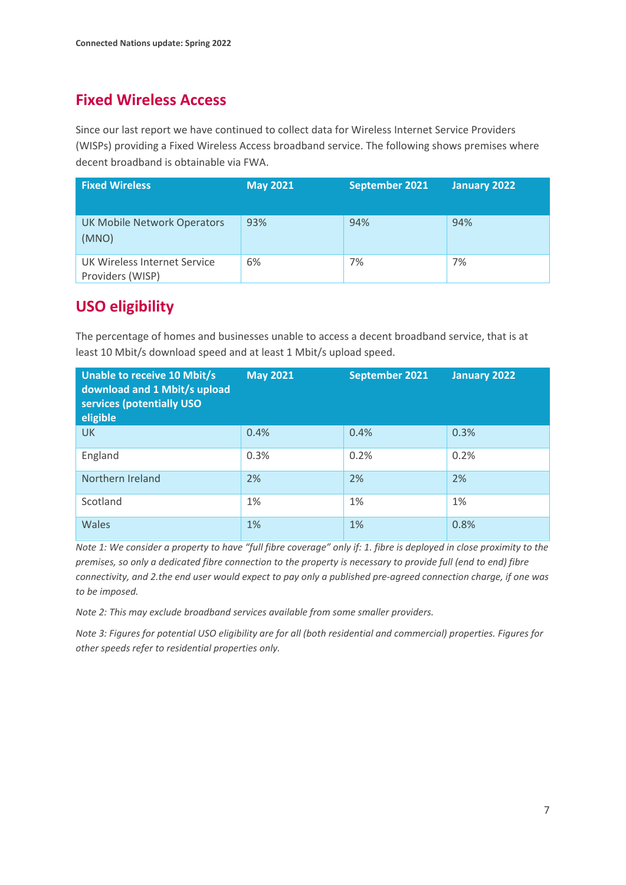## Fixed Wireless Access

Since our last report we have continued to collect data for Wireless Internet Service Providers (WISPs) providing a Fixed Wireless Access broadband service. The following shows premises where decent broadband is obtainable via FWA.

| Fixed Wireless | May 2021 | September 2021 | January 2022 |
|---|---|---|---|
| UK Mobile Network Operators (MNO) | 93% | 94% | 94% |
| UK Wireless Internet Service Providers (WISP) | 6% | 7% | 7% |

## USO eligibility

The percentage of homes and businesses unable to access a decent broadband service, that is at least 10 Mbit/s download speed and at least 1 Mbit/s upload speed.

| Unable to receive 10 Mbit/s download and 1 Mbit/s upload services (potentially USO eligible | May 2021 | September 2021 | January 2022 |
|---|---|---|---|
| UK | 0.4% | 0.4% | 0.3% |
| England | 0.3% | 0.2% | 0.2% |
| Northern Ireland | 2% | 2% | 2% |
| Scotland | 1% | 1% | 1% |
| Wales | 1% | 1% | 0.8% |

*Note 1: We consider a property to have "full fibre coverage" only if: 1. fibre is deployed in close proximity to the premises, so only a dedicated fibre connection to the property is necessary to provide full (end to end) fibre connectivity, and 2.the end user would expect to pay only a published pre-agreed connection charge, if one was to be imposed.*

*Note 2: This may exclude broadband services available from some smaller providers.*

*Note 3: Figures for potential USO eligibility are for all (both residential and commercial) properties. Figures for other speeds refer to residential properties only.*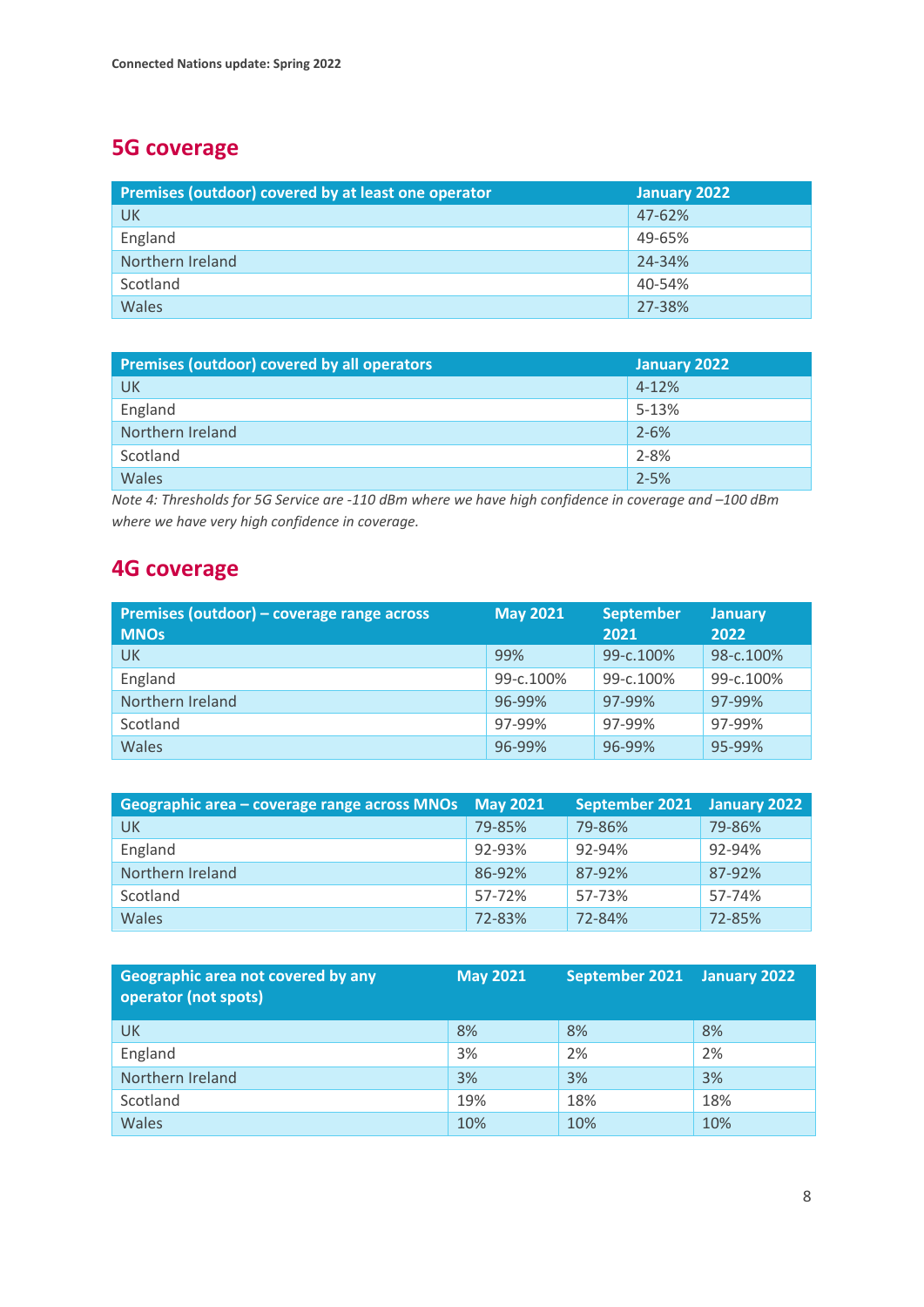## 5G coverage

| Premises (outdoor) covered by at least one operator | January 2022 |
|---|---|
| UK | 47-62% |
| England | 49-65% |
| Northern Ireland | 24-34% |
| Scotland | 40-54% |
| Wales | 27-38% |

| Premises (outdoor) covered by all operators | January 2022 |
|---|---|
| UK | 4-12% |
| England | 5-13% |
| Northern Ireland | 2-6% |
| Scotland | 2-8% |
| Wales | 2-5% |

*Note 4: Thresholds for 5G Service are -110 dBm where we have high confidence in coverage and –100 dBm where we have very high confidence in coverage.*

## 4G coverage

| Premises (outdoor) – coverage range across MNOs | May 2021 | September 2021 | January 2022 |
|---|---|---|---|
| UK | 99% | 99-c.100% | 98-c.100% |
| England | 99-c.100% | 99-c.100% | 99-c.100% |
| Northern Ireland | 96-99% | 97-99% | 97-99% |
| Scotland | 97-99% | 97-99% | 97-99% |
| Wales | 96-99% | 96-99% | 95-99% |

| Geographic area – coverage range across MNOs | May 2021 | September 2021 | January 2022 |
|---|---|---|---|
| UK | 79-85% | 79-86% | 79-86% |
| England | 92-93% | 92-94% | 92-94% |
| Northern Ireland | 86-92% | 87-92% | 87-92% |
| Scotland | 57-72% | 57-73% | 57-74% |
| Wales | 72-83% | 72-84% | 72-85% |

| Geographic area not covered by any operator (not spots) | May 2021 | September 2021 | January 2022 |
|---|---|---|---|
| UK | 8% | 8% | 8% |
| England | 3% | 2% | 2% |
| Northern Ireland | 3% | 3% | 3% |
| Scotland | 19% | 18% | 18% |
| Wales | 10% | 10% | 10% |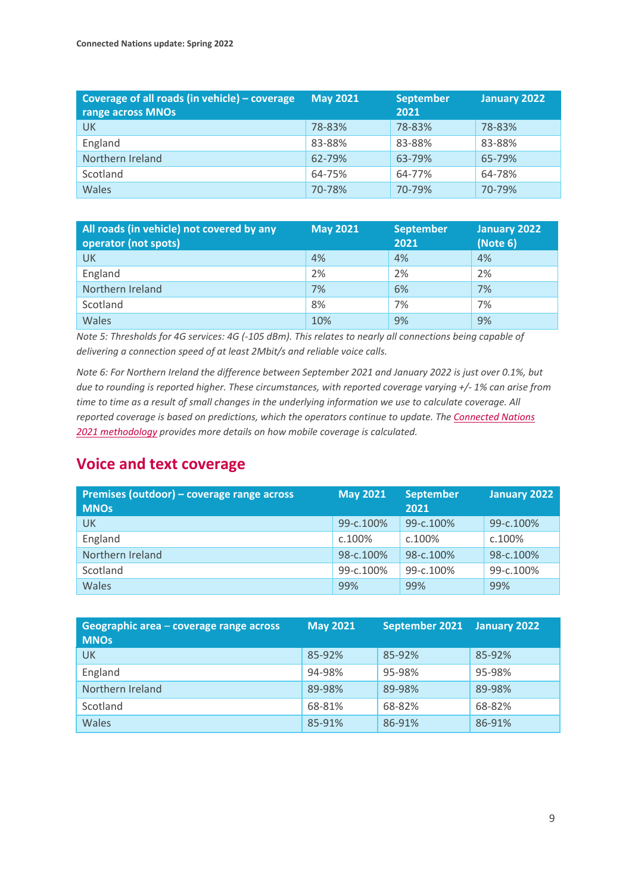| Coverage of all roads (in vehicle) – coverage range across MNOs | May 2021 | September 2021 | January 2022 |
|---|---|---|---|
| UK | 78-83% | 78-83% | 78-83% |
| England | 83-88% | 83-88% | 83-88% |
| Northern Ireland | 62-79% | 63-79% | 65-79% |
| Scotland | 64-75% | 64-77% | 64-78% |
| Wales | 70-78% | 70-79% | 70-79% |

| All roads (in vehicle) not covered by any operator (not spots) | May 2021 | September 2021 | January 2022 (Note 6) |
|---|---|---|---|
| UK | 4% | 4% | 4% |
| England | 2% | 2% | 2% |
| Northern Ireland | 7% | 6% | 7% |
| Scotland | 8% | 7% | 7% |
| Wales | 10% | 9% | 9% |

*Note 5: Thresholds for 4G services: 4G (-105 dBm). This relates to nearly all connections being capable of delivering a connection speed of at least 2Mbit/s and reliable voice calls.*

*Note 6: For Northern Ireland the difference between September 2021 and January 2022 is just over 0.1%, but due to rounding is reported higher. These circumstances, with reported coverage varying +/- 1% can arise from time to time as a result of small changes in the underlying information we use to calculate coverage. All reported coverage is based on predictions, which the operators continue to update. The Connected Nations 2021 methodology provides more details on how mobile coverage is calculated.*

## Voice and text coverage

| Premises (outdoor) – coverage range across MNOs | May 2021 | September 2021 | January 2022 |
|---|---|---|---|
| UK | 99-c.100% | 99-c.100% | 99-c.100% |
| England | c.100% | c.100% | c.100% |
| Northern Ireland | 98-c.100% | 98-c.100% | 98-c.100% |
| Scotland | 99-c.100% | 99-c.100% | 99-c.100% |
| Wales | 99% | 99% | 99% |

| Geographic area – coverage range across MNOs | May 2021 | September 2021 | January 2022 |
|---|---|---|---|
| UK | 85-92% | 85-92% | 85-92% |
| England | 94-98% | 95-98% | 95-98% |
| Northern Ireland | 89-98% | 89-98% | 89-98% |
| Scotland | 68-81% | 68-82% | 68-82% |
| Wales | 85-91% | 86-91% | 86-91% |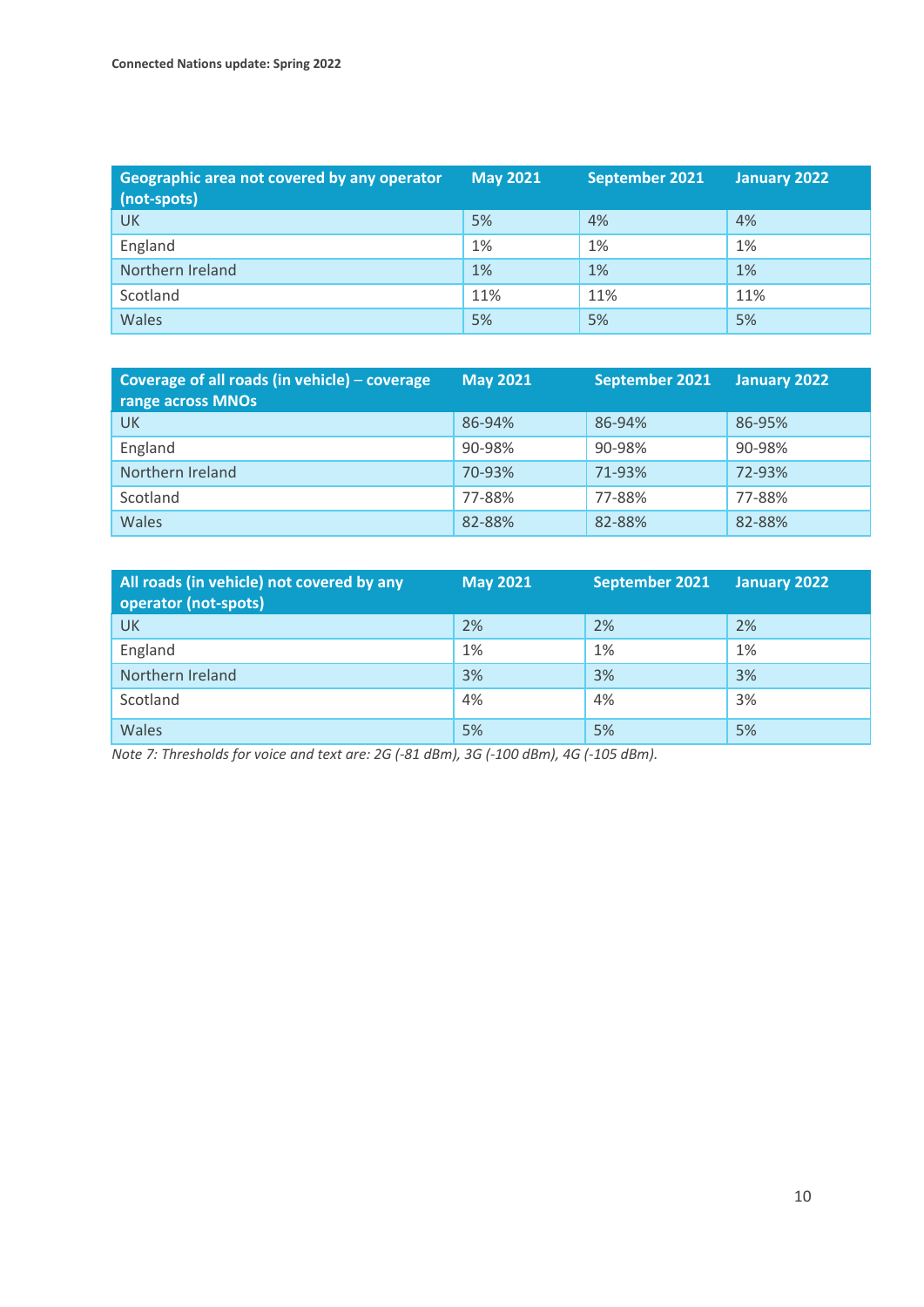| Geographic area not covered by any operator (not-spots) | May 2021 | September 2021 | January 2022 |
|---|---|---|---|
| UK | 5% | 4% | 4% |
| England | 1% | 1% | 1% |
| Northern Ireland | 1% | 1% | 1% |
| Scotland | 11% | 11% | 11% |
| Wales | 5% | 5% | 5% |

| Coverage of all roads (in vehicle) – coverage range across MNOs | May 2021 | September 2021 | January 2022 |
|---|---|---|---|
| UK | 86-94% | 86-94% | 86-95% |
| England | 90-98% | 90-98% | 90-98% |
| Northern Ireland | 70-93% | 71-93% | 72-93% |
| Scotland | 77-88% | 77-88% | 77-88% |
| Wales | 82-88% | 82-88% | 82-88% |

| All roads (in vehicle) not covered by any operator (not-spots) | May 2021 | September 2021 | January 2022 |
|---|---|---|---|
| UK | 2% | 2% | 2% |
| England | 1% | 1% | 1% |
| Northern Ireland | 3% | 3% | 3% |
| Scotland | 4% | 4% | 3% |
| Wales | 5% | 5% | 5% |

*Note 7: Thresholds for voice and text are: 2G (-81 dBm), 3G (-100 dBm), 4G (-105 dBm).*